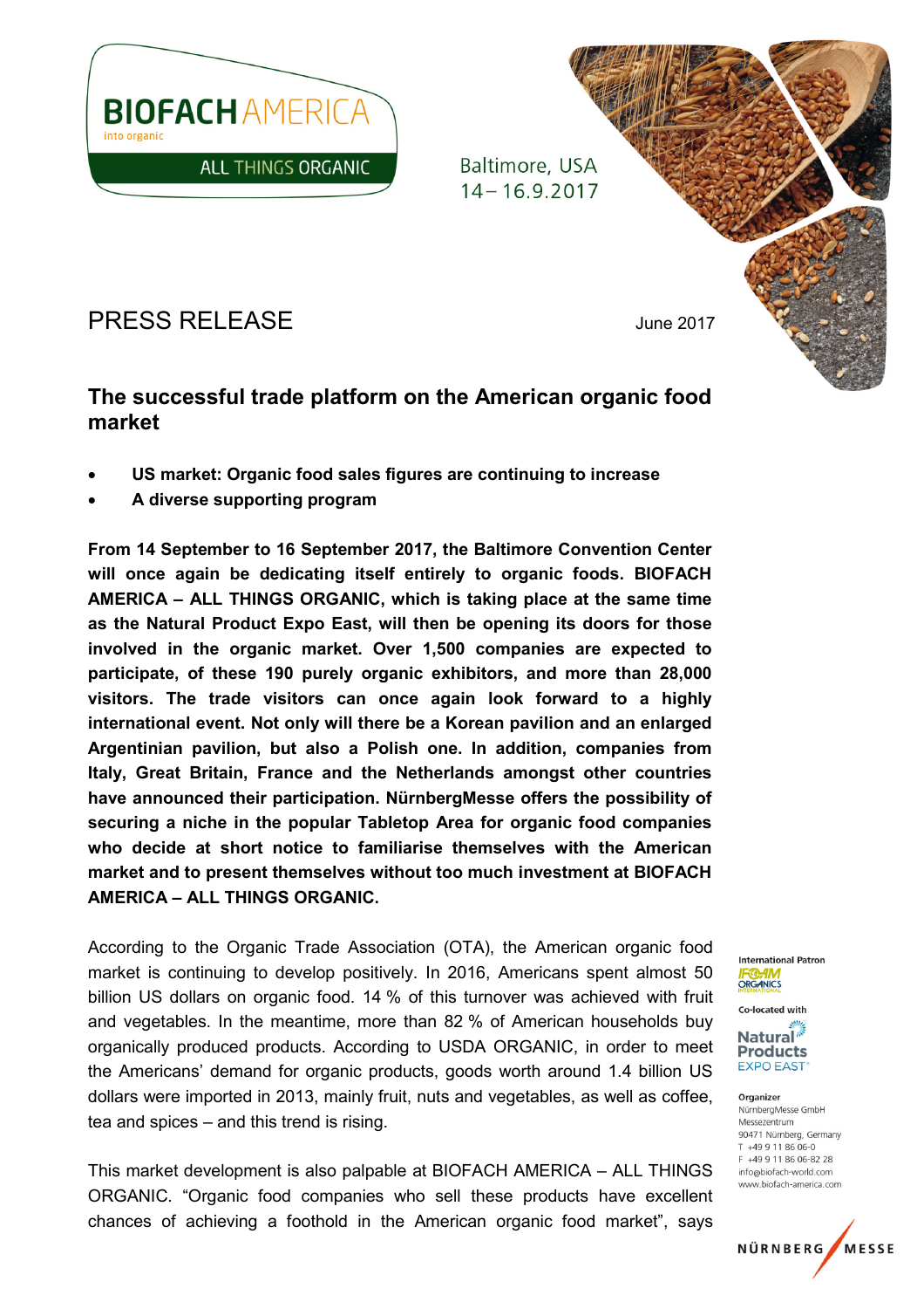BIOFACH AMERICA
into organic
ALL THINGS ORGANIC

Baltimore, USA
14 – 16.9.2017

# PRESS RELEASE

June 2017

## The successful trade platform on the American organic food market

- **US market: Organic food sales figures are continuing to increase**
- **A diverse supporting program**

**From 14 September to 16 September 2017, the Baltimore Convention Center will once again be dedicating itself entirely to organic foods. BIOFACH AMERICA – ALL THINGS ORGANIC, which is taking place at the same time as the Natural Product Expo East, will then be opening its doors for those involved in the organic market. Over 1,500 companies are expected to participate, of these 190 purely organic exhibitors, and more than 28,000 visitors. The trade visitors can once again look forward to a highly international event. Not only will there be a Korean pavilion and an enlarged Argentinian pavilion, but also a Polish one. In addition, companies from Italy, Great Britain, France and the Netherlands amongst other countries have announced their participation. NürnbergMesse offers the possibility of securing a niche in the popular Tabletop Area for organic food companies who decide at short notice to familiarise themselves with the American market and to present themselves without too much investment at BIOFACH AMERICA – ALL THINGS ORGANIC.**

According to the Organic Trade Association (OTA), the American organic food market is continuing to develop positively. In 2016, Americans spent almost 50 billion US dollars on organic food. 14 % of this turnover was achieved with fruit and vegetables. In the meantime, more than 82 % of American households buy organically produced products. According to USDA ORGANIC, in order to meet the Americans' demand for organic products, goods worth around 1.4 billion US dollars were imported in 2013, mainly fruit, nuts and vegetables, as well as coffee, tea and spices – and this trend is rising.

This market development is also palpable at BIOFACH AMERICA – ALL THINGS ORGANIC. "Organic food companies who sell these products have excellent chances of achieving a foothold in the American organic food market", says

International Patron
IFOAM ORGANICS INTERNATIONAL

Co-located with
Natural Products EXPO EAST

Organizer
NürnbergMesse GmbH
Messezentrum
90471 Nürnberg, Germany
T +49 9 11 86 06-0
F +49 9 11 86 06-82 28
info@biofach-world.com
www.biofach-america.com

NÜRNBERG MESSE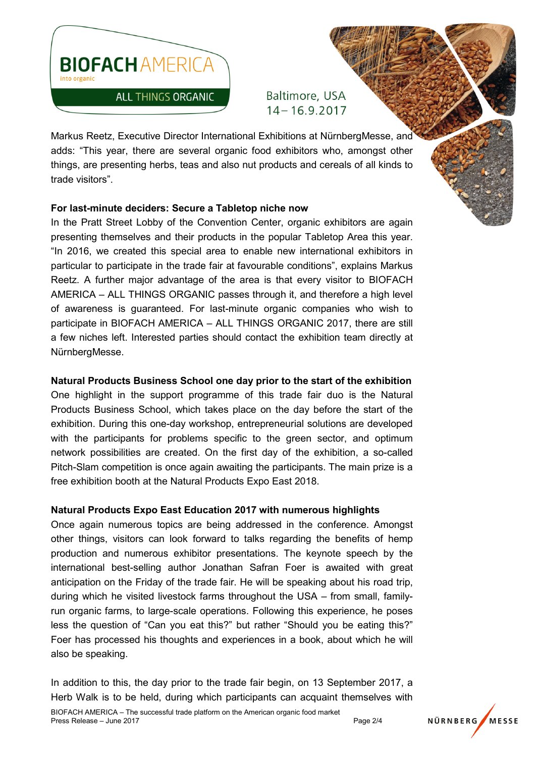Markus Reetz, Executive Director International Exhibitions at NürnbergMesse, and adds: "This year, there are several organic food exhibitors who, amongst other things, are presenting herbs, teas and also nut products and cereals of all kinds to trade visitors".

**For last-minute deciders: Secure a Tabletop niche now**

In the Pratt Street Lobby of the Convention Center, organic exhibitors are again presenting themselves and their products in the popular Tabletop Area this year. "In 2016, we created this special area to enable new international exhibitors in particular to participate in the trade fair at favourable conditions", explains Markus Reetz. A further major advantage of the area is that every visitor to BIOFACH AMERICA – ALL THINGS ORGANIC passes through it, and therefore a high level of awareness is guaranteed. For last-minute organic companies who wish to participate in BIOFACH AMERICA – ALL THINGS ORGANIC 2017, there are still a few niches left. Interested parties should contact the exhibition team directly at NürnbergMesse.

**Natural Products Business School one day prior to the start of the exhibition**

One highlight in the support programme of this trade fair duo is the Natural Products Business School, which takes place on the day before the start of the exhibition. During this one-day workshop, entrepreneurial solutions are developed with the participants for problems specific to the green sector, and optimum network possibilities are created. On the first day of the exhibition, a so-called Pitch-Slam competition is once again awaiting the participants. The main prize is a free exhibition booth at the Natural Products Expo East 2018.

**Natural Products Expo East Education 2017 with numerous highlights**

Once again numerous topics are being addressed in the conference. Amongst other things, visitors can look forward to talks regarding the benefits of hemp production and numerous exhibitor presentations. The keynote speech by the international best-selling author Jonathan Safran Foer is awaited with great anticipation on the Friday of the trade fair. He will be speaking about his road trip, during which he visited livestock farms throughout the USA – from small, family-run organic farms, to large-scale operations. Following this experience, he poses less the question of "Can you eat this?" but rather "Should you be eating this?" Foer has processed his thoughts and experiences in a book, about which he will also be speaking.

In addition to this, the day prior to the trade fair begin, on 13 September 2017, a Herb Walk is to be held, during which participants can acquaint themselves with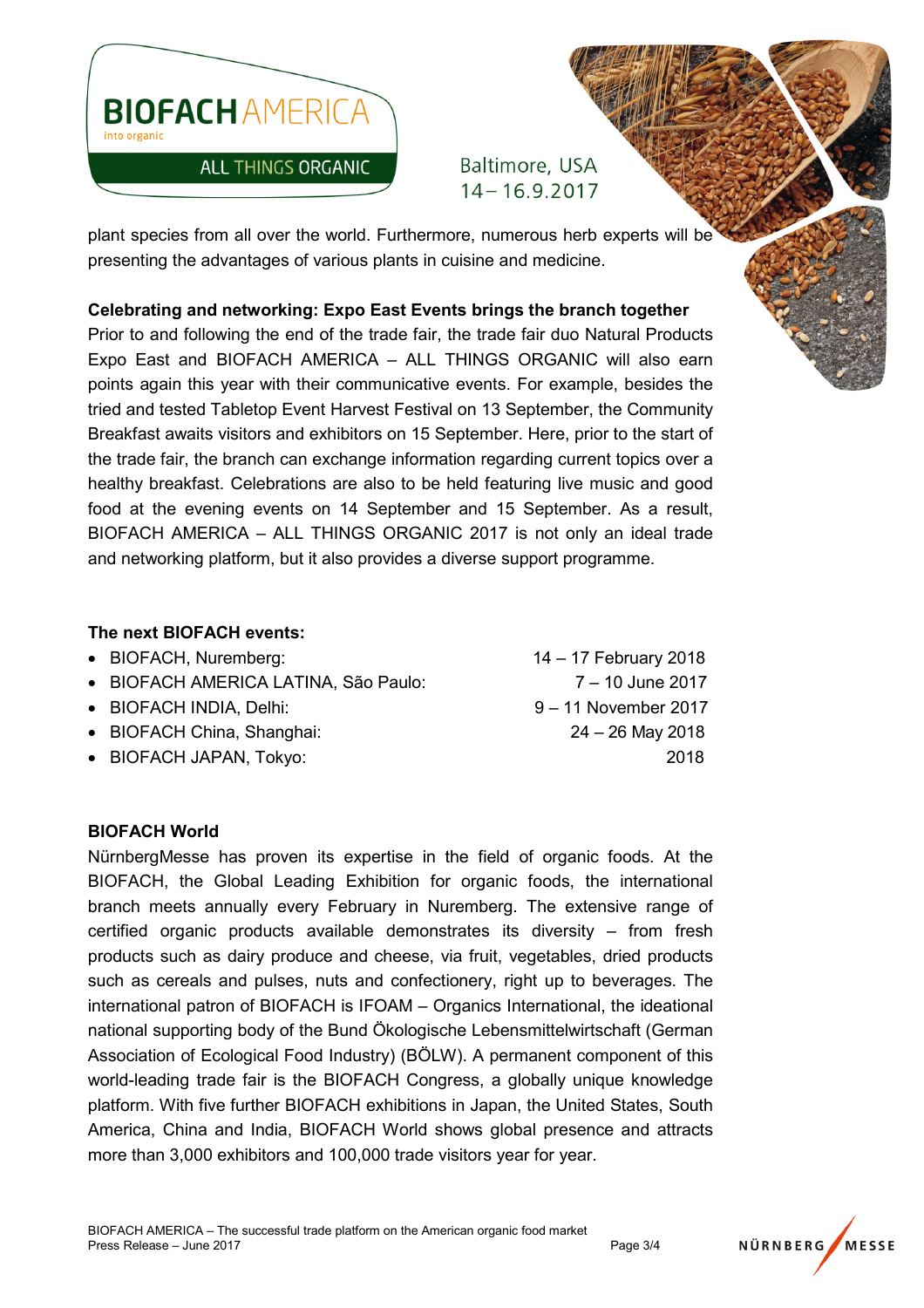plant species from all over the world. Furthermore, numerous herb experts will be presenting the advantages of various plants in cuisine and medicine.

**Celebrating and networking: Expo East Events brings the branch together**

Prior to and following the end of the trade fair, the trade fair duo Natural Products Expo East and BIOFACH AMERICA – ALL THINGS ORGANIC will also earn points again this year with their communicative events. For example, besides the tried and tested Tabletop Event Harvest Festival on 13 September, the Community Breakfast awaits visitors and exhibitors on 15 September. Here, prior to the start of the trade fair, the branch can exchange information regarding current topics over a healthy breakfast. Celebrations are also to be held featuring live music and good food at the evening events on 14 September and 15 September. As a result, BIOFACH AMERICA – ALL THINGS ORGANIC 2017 is not only an ideal trade and networking platform, but it also provides a diverse support programme.

**The next BIOFACH events:**

- BIOFACH, Nuremberg: 14 – 17 February 2018
- BIOFACH AMERICA LATINA, São Paulo: 7 – 10 June 2017
- BIOFACH INDIA, Delhi: 9 – 11 November 2017
- BIOFACH China, Shanghai: 24 – 26 May 2018
- BIOFACH JAPAN, Tokyo: 2018

**BIOFACH World**

NürnbergMesse has proven its expertise in the field of organic foods. At the BIOFACH, the Global Leading Exhibition for organic foods, the international branch meets annually every February in Nuremberg. The extensive range of certified organic products available demonstrates its diversity – from fresh products such as dairy produce and cheese, via fruit, vegetables, dried products such as cereals and pulses, nuts and confectionery, right up to beverages. The international patron of BIOFACH is IFOAM – Organics International, the ideational national supporting body of the Bund Ökologische Lebensmittelwirtschaft (German Association of Ecological Food Industry) (BÖLW). A permanent component of this world-leading trade fair is the BIOFACH Congress, a globally unique knowledge platform. With five further BIOFACH exhibitions in Japan, the United States, South America, China and India, BIOFACH World shows global presence and attracts more than 3,000 exhibitors and 100,000 trade visitors year for year.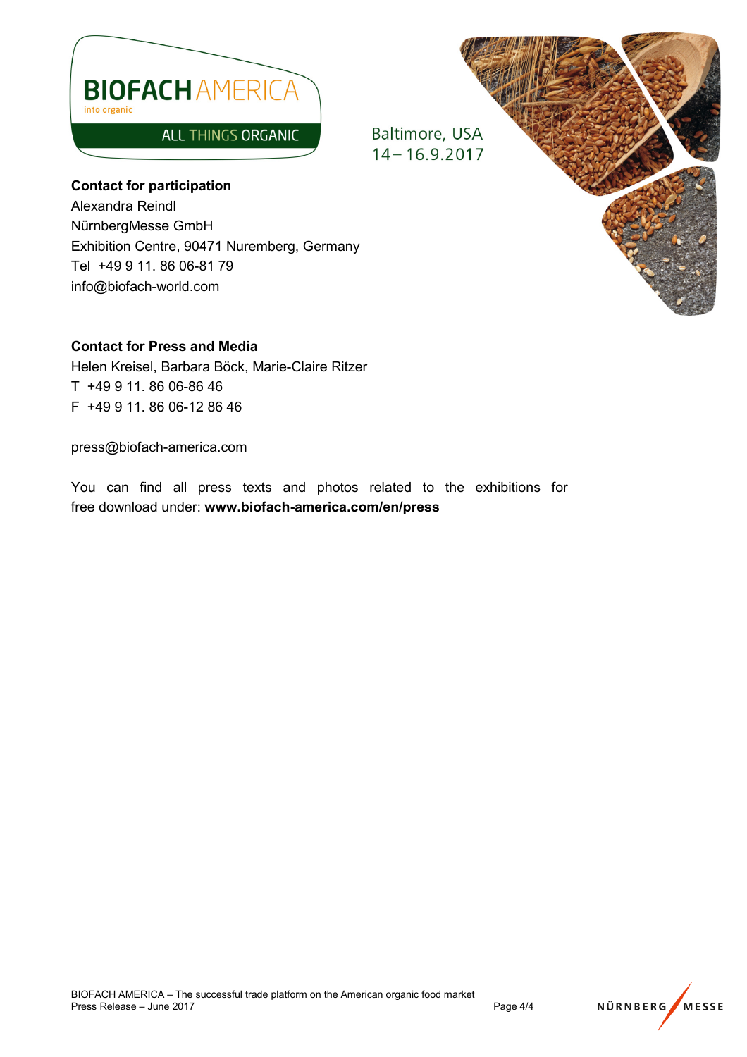Baltimore, USA
14 – 16.9.2017

**Contact for participation**
Alexandra Reindl
NürnbergMesse GmbH
Exhibition Centre, 90471 Nuremberg, Germany
Tel +49 9 11. 86 06-81 79
info@biofach-world.com

**Contact for Press and Media**
Helen Kreisel, Barbara Böck, Marie-Claire Ritzer
T +49 9 11. 86 06-86 46
F +49 9 11. 86 06-12 86 46

press@biofach-america.com

You can find all press texts and photos related to the exhibitions for free download under: **www.biofach-america.com/en/press**